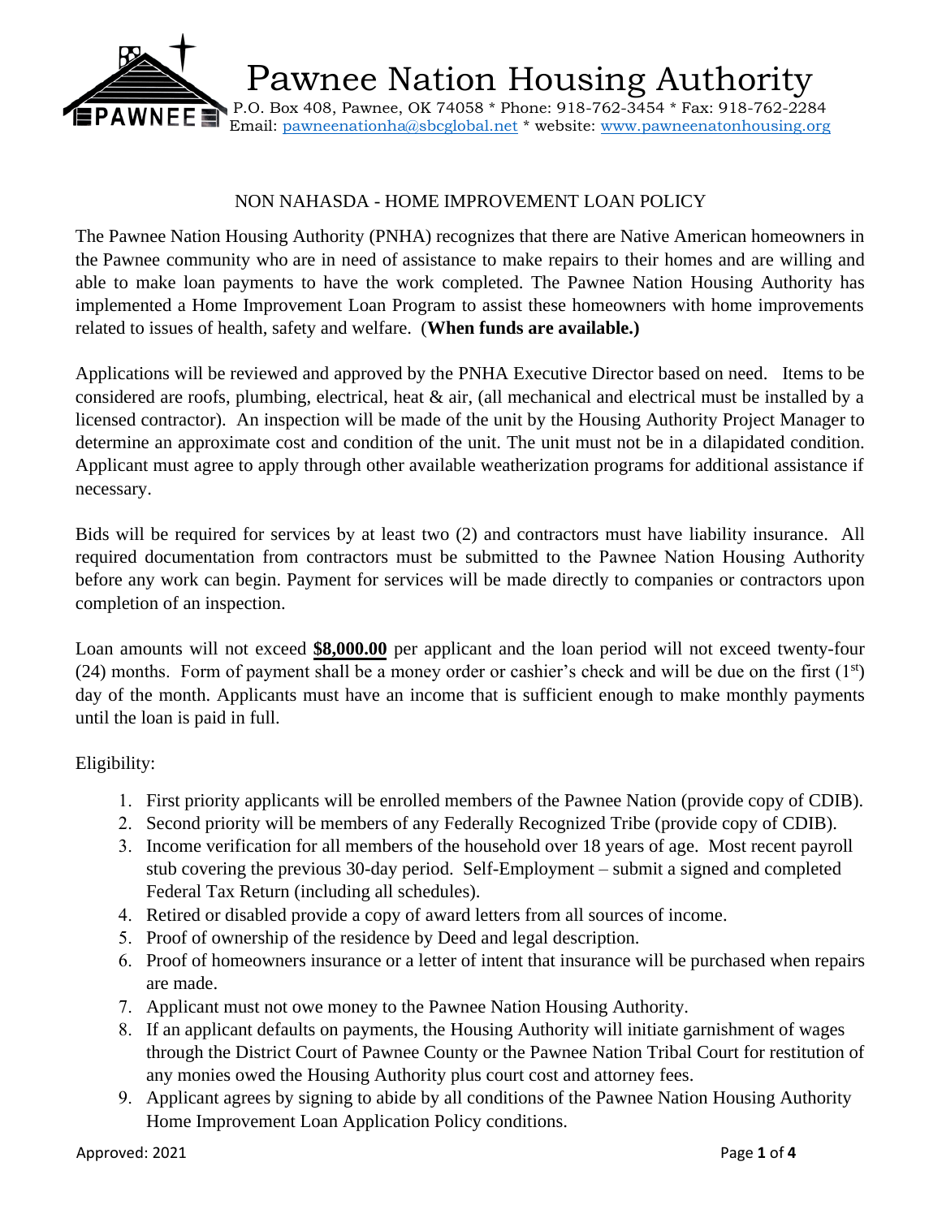# Pawnee Nation Housing Authority

P.O. Box 408, Pawnee, OK 74058 * Phone: 918-762-3454 * Fax: 918-762-2284
Email: pawneenationha@sbcglobal.net * website: www.pawneenatonhousing.org

## NON NAHASDA - HOME IMPROVEMENT LOAN POLICY

The Pawnee Nation Housing Authority (PNHA) recognizes that there are Native American homeowners in the Pawnee community who are in need of assistance to make repairs to their homes and are willing and able to make loan payments to have the work completed. The Pawnee Nation Housing Authority has implemented a Home Improvement Loan Program to assist these homeowners with home improvements related to issues of health, safety and welfare. (**When funds are available.)**

Applications will be reviewed and approved by the PNHA Executive Director based on need. Items to be considered are roofs, plumbing, electrical, heat & air, (all mechanical and electrical must be installed by a licensed contractor). An inspection will be made of the unit by the Housing Authority Project Manager to determine an approximate cost and condition of the unit. The unit must not be in a dilapidated condition. Applicant must agree to apply through other available weatherization programs for additional assistance if necessary.

Bids will be required for services by at least two (2) and contractors must have liability insurance. All required documentation from contractors must be submitted to the Pawnee Nation Housing Authority before any work can begin. Payment for services will be made directly to companies or contractors upon completion of an inspection.

Loan amounts will not exceed **$8,000.00** per applicant and the loan period will not exceed twenty-four (24) months. Form of payment shall be a money order or cashier's check and will be due on the first (1st) day of the month. Applicants must have an income that is sufficient enough to make monthly payments until the loan is paid in full.

Eligibility:

1. First priority applicants will be enrolled members of the Pawnee Nation (provide copy of CDIB).
2. Second priority will be members of any Federally Recognized Tribe (provide copy of CDIB).
3. Income verification for all members of the household over 18 years of age. Most recent payroll stub covering the previous 30-day period. Self-Employment – submit a signed and completed Federal Tax Return (including all schedules).
4. Retired or disabled provide a copy of award letters from all sources of income.
5. Proof of ownership of the residence by Deed and legal description.
6. Proof of homeowners insurance or a letter of intent that insurance will be purchased when repairs are made.
7. Applicant must not owe money to the Pawnee Nation Housing Authority.
8. If an applicant defaults on payments, the Housing Authority will initiate garnishment of wages through the District Court of Pawnee County or the Pawnee Nation Tribal Court for restitution of any monies owed the Housing Authority plus court cost and attorney fees.
9. Applicant agrees by signing to abide by all conditions of the Pawnee Nation Housing Authority Home Improvement Loan Application Policy conditions.

Approved: 2021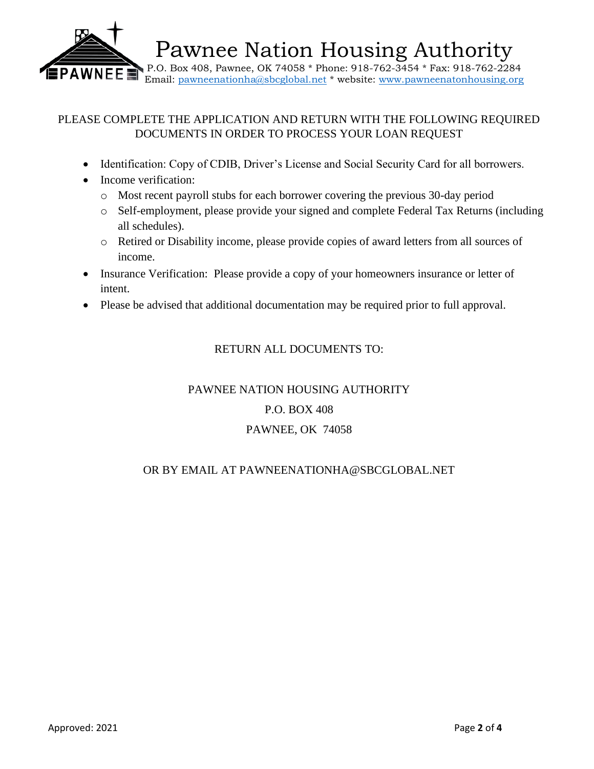# Pawnee Nation Housing Authority

P.O. Box 408, Pawnee, OK 74058 * Phone: 918-762-3454 * Fax: 918-762-2284
Email: pawneenationha@sbcglobal.net * website: www.pawneenatonhousing.org

PLEASE COMPLETE THE APPLICATION AND RETURN WITH THE FOLLOWING REQUIRED DOCUMENTS IN ORDER TO PROCESS YOUR LOAN REQUEST

- Identification: Copy of CDIB, Driver's License and Social Security Card for all borrowers.
- Income verification:
  - Most recent payroll stubs for each borrower covering the previous 30-day period
  - Self-employment, please provide your signed and complete Federal Tax Returns (including all schedules).
  - Retired or Disability income, please provide copies of award letters from all sources of income.
- Insurance Verification: Please provide a copy of your homeowners insurance or letter of intent.
- Please be advised that additional documentation may be required prior to full approval.

RETURN ALL DOCUMENTS TO:

PAWNEE NATION HOUSING AUTHORITY

P.O. BOX 408

PAWNEE, OK 74058

OR BY EMAIL AT PAWNEENATIONHA@SBCGLOBAL.NET

Approved: 2021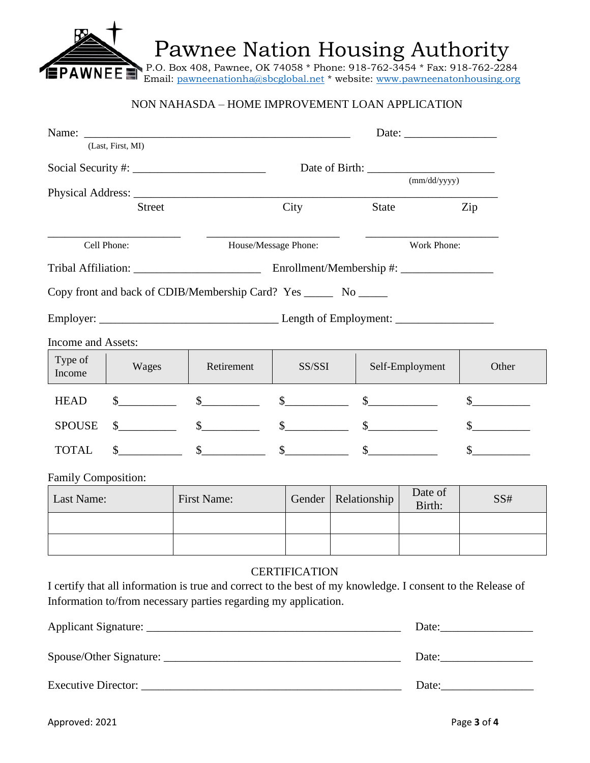# Pawnee Nation Housing Authority

P.O. Box 408, Pawnee, OK 74058 * Phone: 918-762-3454 * Fax: 918-762-2284
Email: pawneenationha@sbcglobal.net * website: www.pawneenatonhousing.org

## NON NAHASDA – HOME IMPROVEMENT LOAN APPLICATION

Name: _______________________________________________ Date: ________________
(Last, First, MI)

Social Security #: ______________________ Date of Birth: ______________________
(mm/dd/yyyy)

Physical Address: ________________________________________________________________
Street City State Zip

______________________ ______________________ ______________________
Cell Phone: House/Message Phone: Work Phone:

Tribal Affiliation: ______________________ Enrollment/Membership #: ________________

Copy front and back of CDIB/Membership Card? Yes _____ No _____

Employer: ______________________________ Length of Employment: _________________

Income and Assets:

| Type of Income | Wages | Retirement | SS/SSI | Self-Employment | Other |
|---|---|---|---|---|---|
| HEAD | $__________ | $__________ | $__________ | $__________ | $__________ |
| SPOUSE | $__________ | $__________ | $__________ | $__________ | $__________ |
| TOTAL | $__________ | $__________ | $__________ | $__________ | $__________ |

Family Composition:

| Last Name: | First Name: | Gender | Relationship | Date of Birth: | SS# |
|---|---|---|---|---|---|
| | | | | | |
| | | | | | |

### CERTIFICATION

I certify that all information is true and correct to the best of my knowledge. I consent to the Release of Information to/from necessary parties regarding my application.

Applicant Signature: ____________________________________________ Date:________________

Spouse/Other Signature: _________________________________________ Date:________________

Executive Director: _____________________________________________ Date:________________

Approved: 2021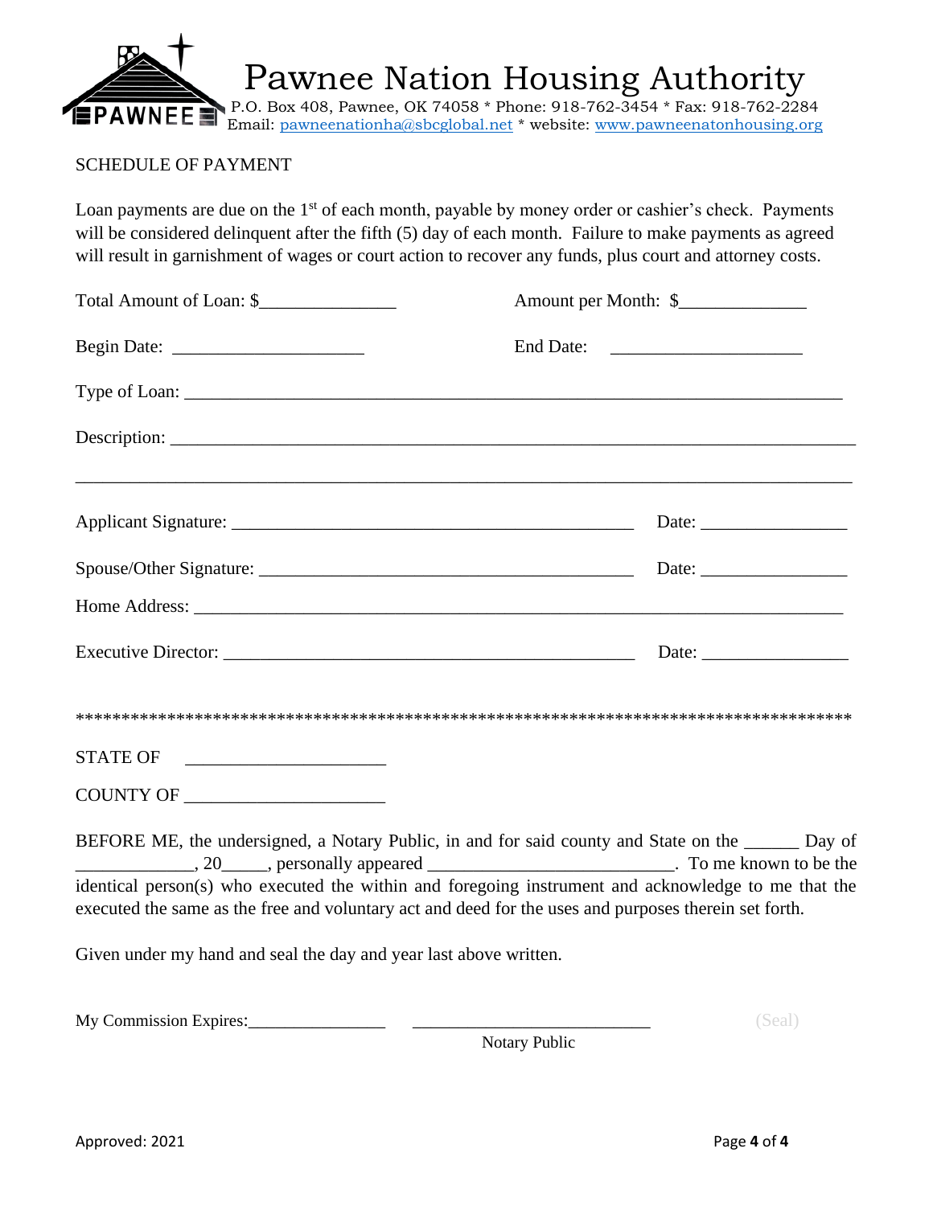# Pawnee Nation Housing Authority

P.O. Box 408, Pawnee, OK 74058 * Phone: 918-762-3454 * Fax: 918-762-2284
Email: pawneenationha@sbcglobal.net * website: www.pawneenatonhousing.org

SCHEDULE OF PAYMENT

Loan payments are due on the 1st of each month, payable by money order or cashier's check. Payments will be considered delinquent after the fifth (5) day of each month. Failure to make payments as agreed will result in garnishment of wages or court action to recover any funds, plus court and attorney costs.

Total Amount of Loan: $_______________ Amount per Month: $______________

Begin Date: _____________________ End Date: _____________________

Type of Loan: ___________________________________________________________________________

Description: _____________________________________________________________________________

_________________________________________________________________________________________

Applicant Signature: _____________________________________________ Date: ________________

Spouse/Other Signature: __________________________________________ Date: ________________

Home Address: ___________________________________________________________________________

Executive Director: ______________________________________________ Date: ________________

*************************************************************************************

STATE OF _____________________

COUNTY OF _____________________

BEFORE ME, the undersigned, a Notary Public, in and for said county and State on the ______ Day of _____________, 20_____, personally appeared ___________________________. To me known to be the identical person(s) who executed the within and foregoing instrument and acknowledge to me that the executed the same as the free and voluntary act and deed for the uses and purposes therein set forth.

Given under my hand and seal the day and year last above written.

My Commission Expires:_______________ ___________________________ (Seal)

Notary Public

Approved: 2021